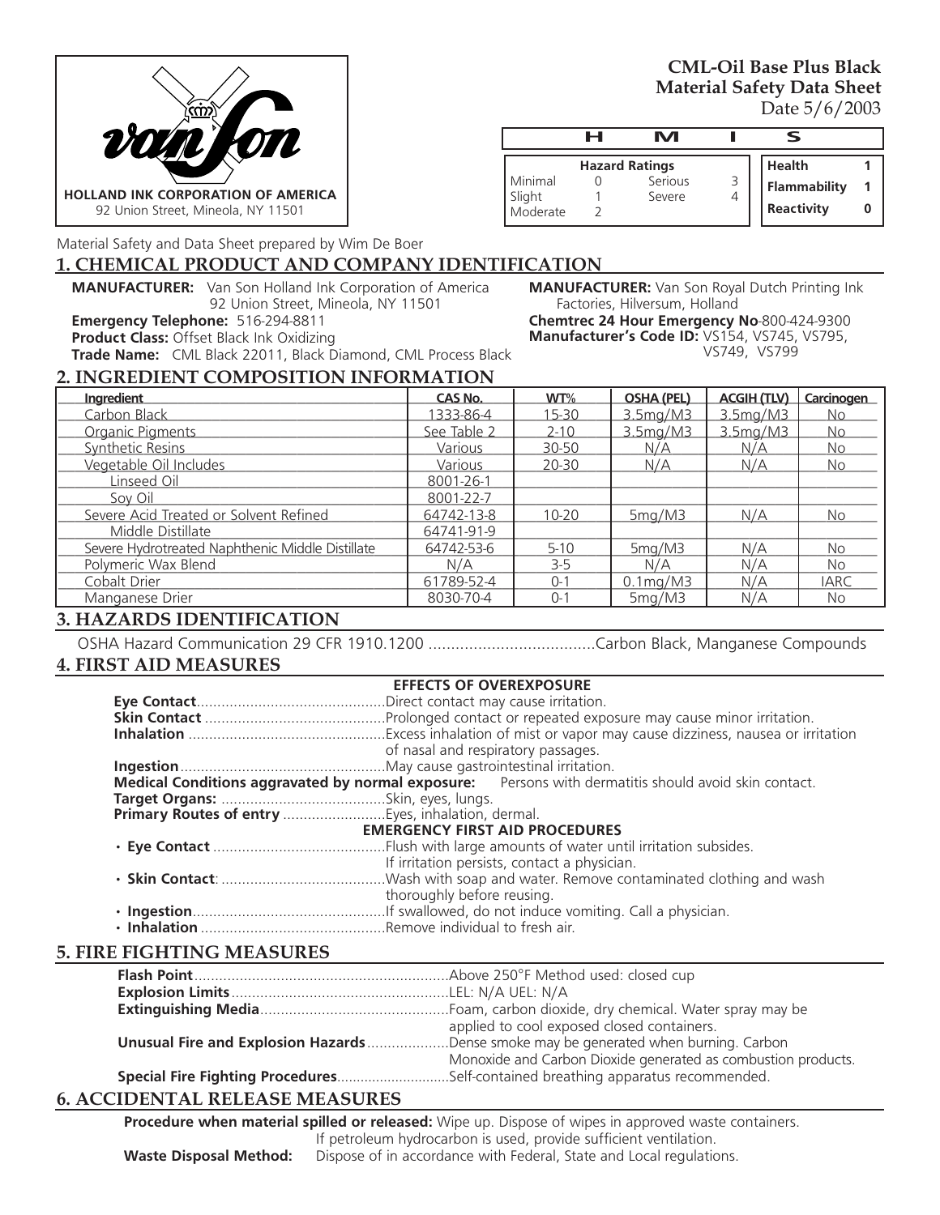HOLLAND INK CORPORATION OF AMERICA
92 Union Street, Mineola, NY 11501

# CML-Oil Base Plus Black
# Material Safety Data Sheet
Date 5/6/2003

**HMIS**

| Hazard Ratings | | | |
|---|---|---|---|
| Minimal | 0 | Serious | 3 |
| Slight | 1 | Severe | 4 |
| Moderate | 2 | | |

| | |
|---|---|
| **Health** | **1** |
| **Flammability** | **1** |
| **Reactivity** | **0** |

Material Safety and Data Sheet prepared by Wim De Boer

## 1. CHEMICAL PRODUCT AND COMPANY IDENTIFICATION

**MANUFACTURER:** Van Son Holland Ink Corporation of America
92 Union Street, Mineola, NY 11501
**Emergency Telephone:** 516-294-8811
**Product Class:** Offset Black Ink Oxidizing
**Trade Name:** CML Black 22011, Black Diamond, CML Process Black

**MANUFACTURER:** Van Son Royal Dutch Printing Ink Factories, Hilversum, Holland
**Chemtrec 24 Hour Emergency No**-800-424-9300
**Manufacturer's Code ID:** VS154, VS745, VS795, VS749, VS799

## 2. INGREDIENT COMPOSITION INFORMATION

| Ingredient | CAS No. | WT% | OSHA (PEL) | ACGIH (TLV) | Carcinogen |
|---|---|---|---|---|---|
| Carbon Black | 1333-86-4 | 15-30 | 3.5mg/M3 | 3.5mg/M3 | No |
| Organic Pigments | See Table 2 | 2-10 | 3.5mg/M3 | 3.5mg/M3 | No |
| Synthetic Resins | Various | 30-50 | N/A | N/A | No |
| Vegetable Oil Includes | Various | 20-30 | N/A | N/A | No |
| Linseed Oil | 8001-26-1 | | | | |
| Soy Oil | 8001-22-7 | | | | |
| Severe Acid Treated or Solvent Refined | 64742-13-8 | 10-20 | 5mg/M3 | N/A | No |
| Middle Distillate | 64741-91-9 | | | | |
| Severe Hydrotreated Naphthenic Middle Distillate | 64742-53-6 | 5-10 | 5mg/M3 | N/A | No |
| Polymeric Wax Blend | N/A | 3-5 | N/A | N/A | No |
| Cobalt Drier | 61789-52-4 | 0-1 | 0.1mg/M3 | N/A | IARC |
| Manganese Drier | 8030-70-4 | 0-1 | 5mg/M3 | N/A | No |

## 3. HAZARDS IDENTIFICATION

OSHA Hazard Communication 29 CFR 1910.1200 ......................................Carbon Black, Manganese Compounds

## 4. FIRST AID MEASURES

**EFFECTS OF OVEREXPOSURE**

**Eye Contact**..............................................Direct contact may cause irritation.
**Skin Contact** ............................................Prolonged contact or repeated exposure may cause minor irritation.
**Inhalation** ................................................Excess inhalation of mist or vapor may cause dizziness, nausea or irritation of nasal and respiratory passages.
**Ingestion**..................................................May cause gastrointestinal irritation.
**Medical Conditions aggravated by normal exposure:** Persons with dermatitis should avoid skin contact.
**Target Organs:** ........................................Skin, eyes, lungs.
**Primary Routes of entry** .........................Eyes, inhalation, dermal.

**EMERGENCY FIRST AID PROCEDURES**

- **Eye Contact** ..........................................Flush with large amounts of water until irritation subsides. If irritation persists, contact a physician.
- **Skin Contact**: ........................................Wash with soap and water. Remove contaminated clothing and wash thoroughly before reusing.
- **Ingestion**...............................................If swallowed, do not induce vomiting. Call a physician.
- **Inhalation** .............................................Remove individual to fresh air.

## 5. FIRE FIGHTING MEASURES

**Flash Point**..............................................................Above 250°F Method used: closed cup
**Explosion Limits**.....................................................LEL: N/A UEL: N/A
**Extinguishing Media**..............................................Foam, carbon dioxide, dry chemical. Water spray may be applied to cool exposed closed containers.
**Unusual Fire and Explosion Hazards**....................Dense smoke may be generated when burning. Carbon Monoxide and Carbon Dioxide generated as combustion products.
**Special Fire Fighting Procedures**............................Self-contained breathing apparatus recommended.

## 6. ACCIDENTAL RELEASE MEASURES

**Procedure when material spilled or released:** Wipe up. Dispose of wipes in approved waste containers. If petroleum hydrocarbon is used, provide sufficient ventilation.
**Waste Disposal Method:** Dispose of in accordance with Federal, State and Local regulations.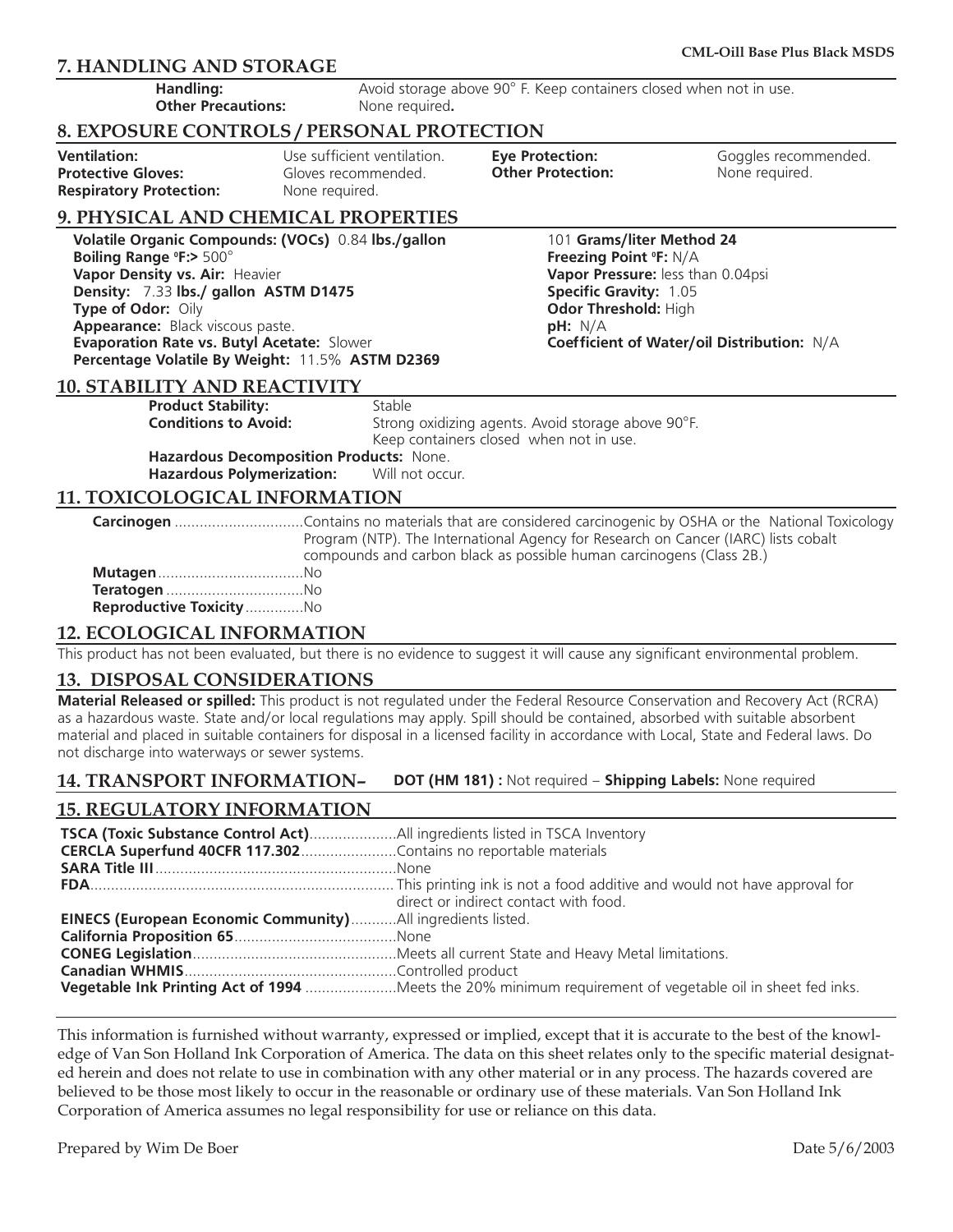## 7. HANDLING AND STORAGE

**Handling:** Avoid storage above 90° F. Keep containers closed when not in use.
**Other Precautions:** None required**.**

## 8. EXPOSURE CONTROLS / PERSONAL PROTECTION

| | | | |
|---|---|---|---|
| **Ventilation:** | Use sufficient ventilation. | **Eye Protection:** | Goggles recommended. |
| **Protective Gloves:** | Gloves recommended. | **Other Protection:** | None required. |
| **Respiratory Protection:** | None required. | | |

## 9. PHYSICAL AND CHEMICAL PROPERTIES

**Volatile Organic Compounds: (VOCs)** 0.84 **lbs./gallon** 101 **Grams/liter Method 24**
**Boiling Range ºF:>** 500°
**Freezing Point ºF:** N/A
**Vapor Density vs. Air:** Heavier
**Vapor Pressure:** less than 0.04psi
**Density:** 7.33 **lbs./ gallon ASTM D1475**
**Specific Gravity:** 1.05
**Type of Odor:** Oily
**Odor Threshold:** High
**Appearance:** Black viscous paste.
**pH:** N/A
**Evaporation Rate vs. Butyl Acetate:** Slower
**Coefficient of Water/oil Distribution:** N/A
**Percentage Volatile By Weight:** 11.5% **ASTM D2369**

## 10. STABILITY AND REACTIVITY

**Product Stability:** Stable
**Conditions to Avoid:** Strong oxidizing agents. Avoid storage above 90°F. Keep containers closed when not in use.
**Hazardous Decomposition Products:** None.
**Hazardous Polymerization:** Will not occur.

## 11. TOXICOLOGICAL INFORMATION

**Carcinogen** ...............................Contains no materials that are considered carcinogenic by OSHA or the National Toxicology Program (NTP). The International Agency for Research on Cancer (IARC) lists cobalt compounds and carbon black as possible human carcinogens (Class 2B.)
**Mutagen**..................................No
**Teratogen** .................................No
**Reproductive Toxicity**.............No

## 12. ECOLOGICAL INFORMATION

This product has not been evaluated, but there is no evidence to suggest it will cause any significant environmental problem.

## 13. DISPOSAL CONSIDERATIONS

**Material Released or spilled:** This product is not regulated under the Federal Resource Conservation and Recovery Act (RCRA) as a hazardous waste. State and/or local regulations may apply. Spill should be contained, absorbed with suitable absorbent material and placed in suitable containers for disposal in a licensed facility in accordance with Local, State and Federal laws. Do not discharge into waterways or sewer systems.

## 14. TRANSPORT INFORMATION– **DOT (HM 181) :** Not required – **Shipping Labels:** None required

## 15. REGULATORY INFORMATION

**TSCA (Toxic Substance Control Act)**.....................All ingredients listed in TSCA Inventory
**CERCLA Superfund 40CFR 117.302**.......................Contains no reportable materials
**SARA Title III**..........................................................None
**FDA**.........................................................................This printing ink is not a food additive and would not have approval for direct or indirect contact with food.
**EINECS (European Economic Community)**...........All ingredients listed.
**California Proposition 65**.......................................None
**CONEG Legislation**.................................................Meets all current State and Heavy Metal limitations.
**Canadian WHMIS**...................................................Controlled product
**Vegetable Ink Printing Act of 1994** ......................Meets the 20% minimum requirement of vegetable oil in sheet fed inks.

This information is furnished without warranty, expressed or implied, except that it is accurate to the best of the knowledge of Van Son Holland Ink Corporation of America. The data on this sheet relates only to the specific material designated herein and does not relate to use in combination with any other material or in any process. The hazards covered are believed to be those most likely to occur in the reasonable or ordinary use of these materials. Van Son Holland Ink Corporation of America assumes no legal responsibility for use or reliance on this data.

Prepared by Wim De Boer Date 5/6/2003